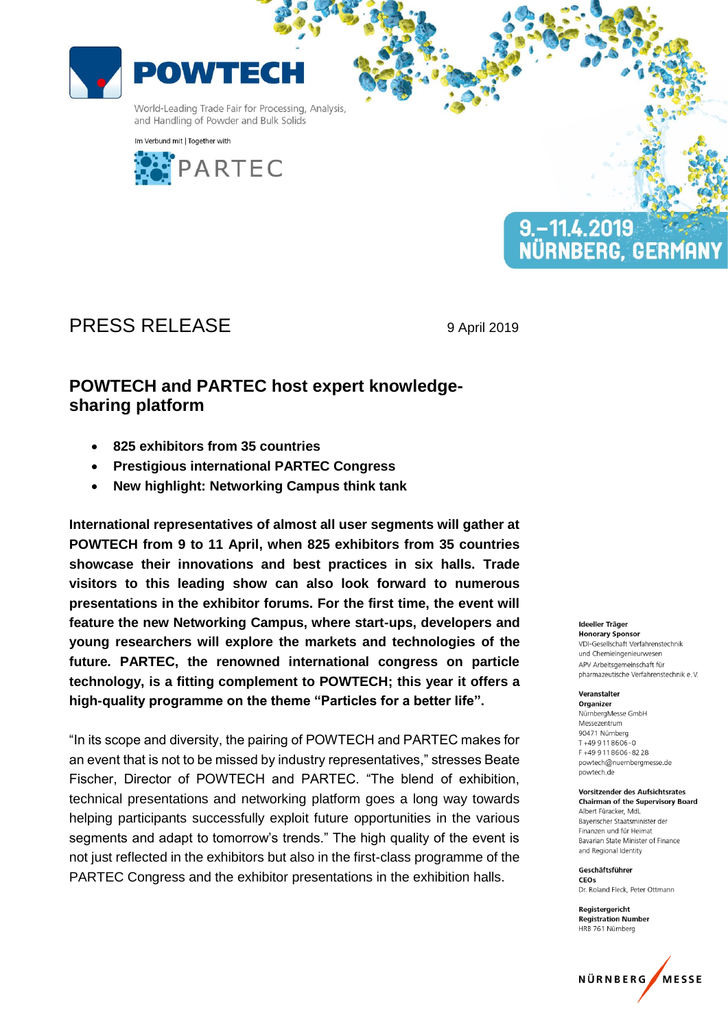**POWTECH**

World-Leading Trade Fair for Processing, Analysis, and Handling of Powder and Bulk Solids

Im Verbund mit | Together with

PARTEC

9.–11.4.2019
NÜRNBERG, GERMANY

# PRESS RELEASE

9 April 2019

## POWTECH and PARTEC host expert knowledge-sharing platform

- **825 exhibitors from 35 countries**
- **Prestigious international PARTEC Congress**
- **New highlight: Networking Campus think tank**

**International representatives of almost all user segments will gather at POWTECH from 9 to 11 April, when 825 exhibitors from 35 countries showcase their innovations and best practices in six halls. Trade visitors to this leading show can also look forward to numerous presentations in the exhibitor forums. For the first time, the event will feature the new Networking Campus, where start-ups, developers and young researchers will explore the markets and technologies of the future. PARTEC, the renowned international congress on particle technology, is a fitting complement to POWTECH; this year it offers a high-quality programme on the theme "Particles for a better life".**

"In its scope and diversity, the pairing of POWTECH and PARTEC makes for an event that is not to be missed by industry representatives," stresses Beate Fischer, Director of POWTECH and PARTEC. "The blend of exhibition, technical presentations and networking platform goes a long way towards helping participants successfully exploit future opportunities in the various segments and adapt to tomorrow's trends." The high quality of the event is not just reflected in the exhibitors but also in the first-class programme of the PARTEC Congress and the exhibitor presentations in the exhibition halls.

**Ideeller Träger**
**Honorary Sponsor**
VDI-Gesellschaft Verfahrenstechnik und Chemieingenieurwesen
APV Arbeitsgemeinschaft für pharmazeutische Verfahrenstechnik e. V.

**Veranstalter**
**Organizer**
NürnbergMesse GmbH
Messezentrum
90471 Nürnberg
T +49 9 11 86 06 - 0
F +49 9 11 86 06 - 82 28
powtech@nuernbergmesse.de
powtech.de

**Vorsitzender des Aufsichtsrates**
**Chairman of the Supervisory Board**
Albert Füracker, MdL
Bayerischer Staatsminister der Finanzen und für Heimat
Bavarian State Minister of Finance and Regional Identity

**Geschäftsführer**
**CEOs**
Dr. Roland Fleck, Peter Ottmann

**Registergericht**
**Registration Number**
HRB 761 Nürnberg

NÜRNBERG MESSE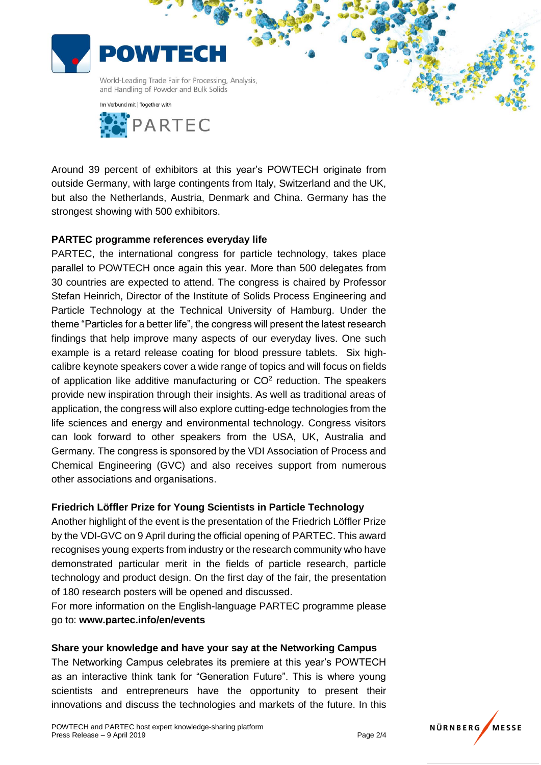Around 39 percent of exhibitors at this year's POWTECH originate from outside Germany, with large contingents from Italy, Switzerland and the UK, but also the Netherlands, Austria, Denmark and China. Germany has the strongest showing with 500 exhibitors.

**PARTEC programme references everyday life**

PARTEC, the international congress for particle technology, takes place parallel to POWTECH once again this year. More than 500 delegates from 30 countries are expected to attend. The congress is chaired by Professor Stefan Heinrich, Director of the Institute of Solids Process Engineering and Particle Technology at the Technical University of Hamburg. Under the theme "Particles for a better life", the congress will present the latest research findings that help improve many aspects of our everyday lives. One such example is a retard release coating for blood pressure tablets. Six high-calibre keynote speakers cover a wide range of topics and will focus on fields of application like additive manufacturing or $CO^2$ reduction. The speakers provide new inspiration through their insights. As well as traditional areas of application, the congress will also explore cutting-edge technologies from the life sciences and energy and environmental technology. Congress visitors can look forward to other speakers from the USA, UK, Australia and Germany. The congress is sponsored by the VDI Association of Process and Chemical Engineering (GVC) and also receives support from numerous other associations and organisations.

**Friedrich Löffler Prize for Young Scientists in Particle Technology**

Another highlight of the event is the presentation of the Friedrich Löffler Prize by the VDI-GVC on 9 April during the official opening of PARTEC. This award recognises young experts from industry or the research community who have demonstrated particular merit in the fields of particle research, particle technology and product design. On the first day of the fair, the presentation of 180 research posters will be opened and discussed.

For more information on the English-language PARTEC programme please go to: **www.partec.info/en/events**

**Share your knowledge and have your say at the Networking Campus**

The Networking Campus celebrates its premiere at this year's POWTECH as an interactive think tank for "Generation Future". This is where young scientists and entrepreneurs have the opportunity to present their innovations and discuss the technologies and markets of the future. In this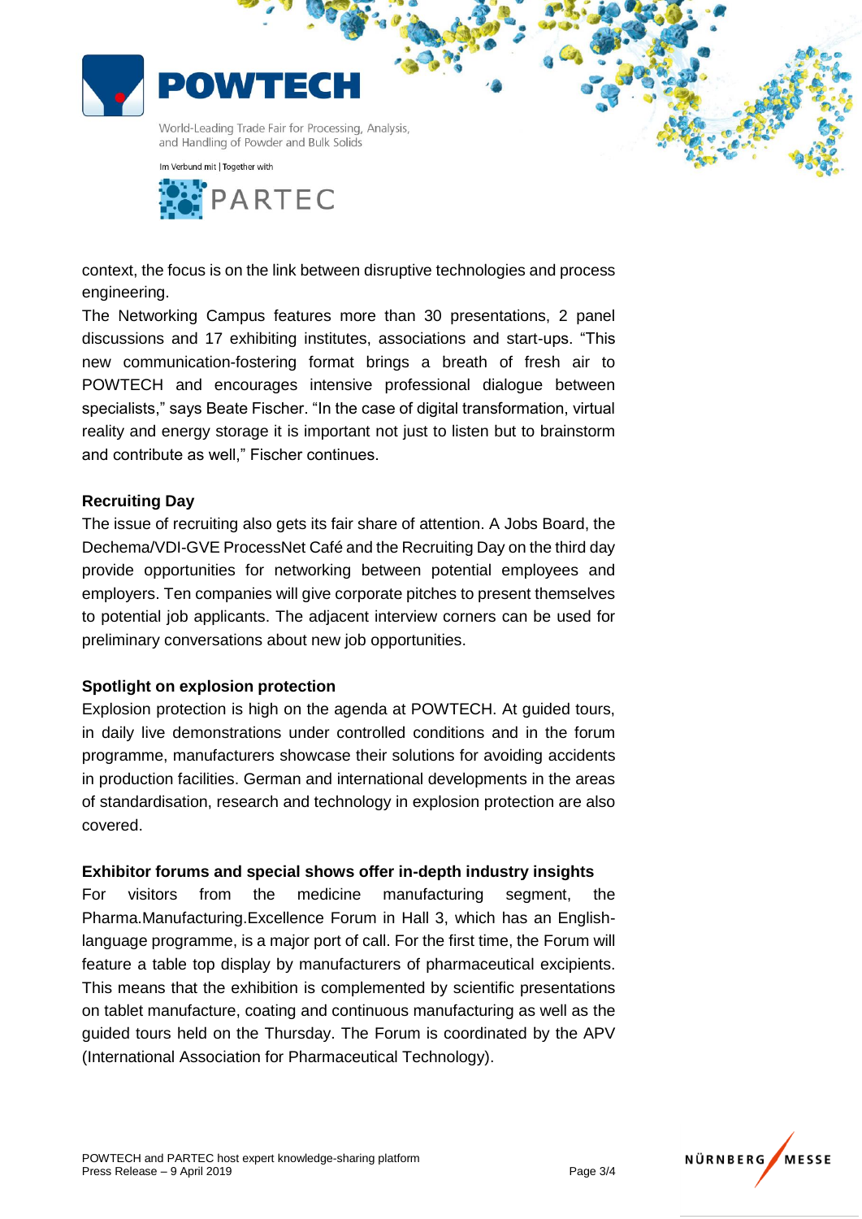context, the focus is on the link between disruptive technologies and process engineering.

The Networking Campus features more than 30 presentations, 2 panel discussions and 17 exhibiting institutes, associations and start-ups. "This new communication-fostering format brings a breath of fresh air to POWTECH and encourages intensive professional dialogue between specialists," says Beate Fischer. "In the case of digital transformation, virtual reality and energy storage it is important not just to listen but to brainstorm and contribute as well," Fischer continues.

**Recruiting Day**

The issue of recruiting also gets its fair share of attention. A Jobs Board, the Dechema/VDI-GVE ProcessNet Café and the Recruiting Day on the third day provide opportunities for networking between potential employees and employers. Ten companies will give corporate pitches to present themselves to potential job applicants. The adjacent interview corners can be used for preliminary conversations about new job opportunities.

**Spotlight on explosion protection**

Explosion protection is high on the agenda at POWTECH. At guided tours, in daily live demonstrations under controlled conditions and in the forum programme, manufacturers showcase their solutions for avoiding accidents in production facilities. German and international developments in the areas of standardisation, research and technology in explosion protection are also covered.

**Exhibitor forums and special shows offer in-depth industry insights**

For visitors from the medicine manufacturing segment, the Pharma.Manufacturing.Excellence Forum in Hall 3, which has an English-language programme, is a major port of call. For the first time, the Forum will feature a table top display by manufacturers of pharmaceutical excipients. This means that the exhibition is complemented by scientific presentations on tablet manufacture, coating and continuous manufacturing as well as the guided tours held on the Thursday. The Forum is coordinated by the APV (International Association for Pharmaceutical Technology).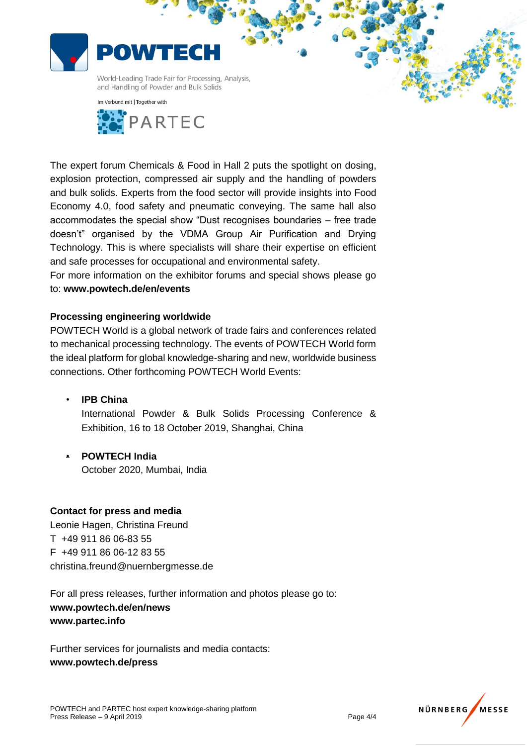The expert forum Chemicals & Food in Hall 2 puts the spotlight on dosing, explosion protection, compressed air supply and the handling of powders and bulk solids. Experts from the food sector will provide insights into Food Economy 4.0, food safety and pneumatic conveying. The same hall also accommodates the special show "Dust recognises boundaries – free trade doesn't" organised by the VDMA Group Air Purification and Drying Technology. This is where specialists will share their expertise on efficient and safe processes for occupational and environmental safety.
For more information on the exhibitor forums and special shows please go to: **www.powtech.de/en/events**

**Processing engineering worldwide**

POWTECH World is a global network of trade fairs and conferences related to mechanical processing technology. The events of POWTECH World form the ideal platform for global knowledge-sharing and new, worldwide business connections. Other forthcoming POWTECH World Events:

- **IPB China**
  International Powder & Bulk Solids Processing Conference & Exhibition, 16 to 18 October 2019, Shanghai, China

- **POWTECH India**
  October 2020, Mumbai, India

**Contact for press and media**

Leonie Hagen, Christina Freund
T +49 911 86 06-83 55
F +49 911 86 06-12 83 55
christina.freund@nuernbergmesse.de

For all press releases, further information and photos please go to:
**www.powtech.de/en/news**
**www.partec.info**

Further services for journalists and media contacts:
**www.powtech.de/press**